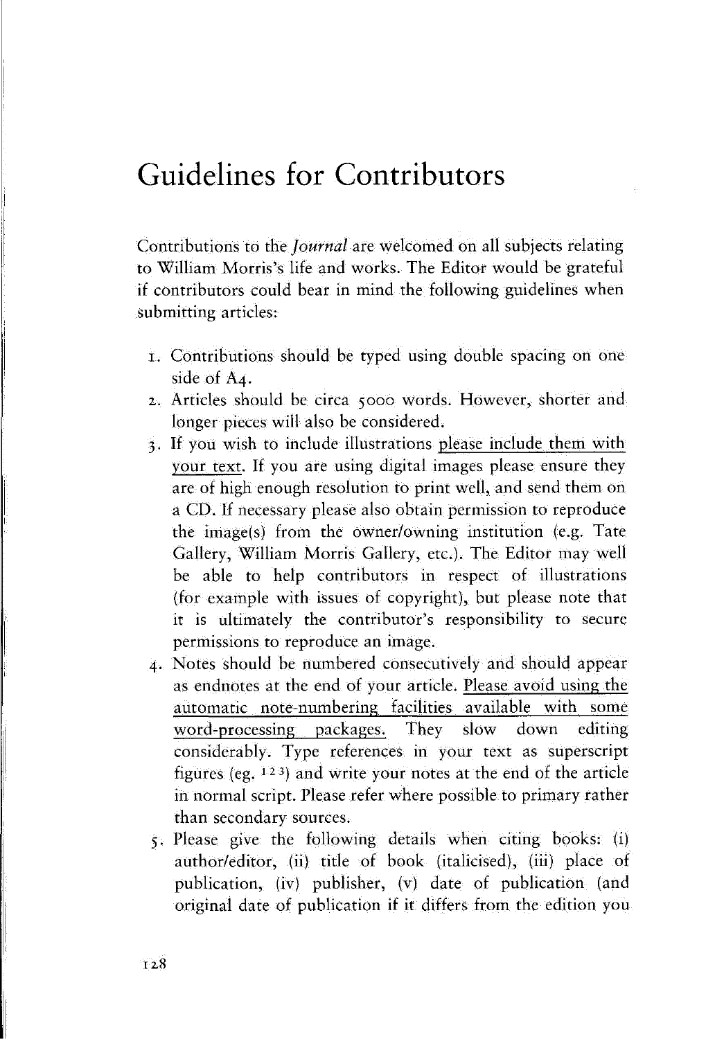# Guidelines for Contributors

Contributions to the *Journal* are welcomed on all subjects relating to William Morris's life and works. The Editor would be grateful if contributors could bear in mind the following guidelines when submitting articles:

1. Contributions should be typed using double spacing on one side of A4.
2. Articles should be circa 5000 words. However, shorter and longer pieces will also be considered.
3. If you wish to include illustrations please include them with your text. If you are using digital images please ensure they are of high enough resolution to print well, and send them on a CD. If necessary please also obtain permission to reproduce the image(s) from the owner/owning institution (e.g. Tate Gallery, William Morris Gallery, etc.). The Editor may well be able to help contributors in respect of illustrations (for example with issues of copyright), but please note that it is ultimately the contributor's responsibility to secure permissions to reproduce an image.
4. Notes should be numbered consecutively and should appear as endnotes at the end of your article. Please avoid using the automatic note-numbering facilities available with some word-processing packages. They slow down editing considerably. Type references in your text as superscript figures (eg. [1 2 3]) and write your notes at the end of the article in normal script. Please refer where possible to primary rather than secondary sources.
5. Please give the following details when citing books: (i) author/editor, (ii) title of book (italicised), (iii) place of publication, (iv) publisher, (v) date of publication (and original date of publication if it differs from the edition you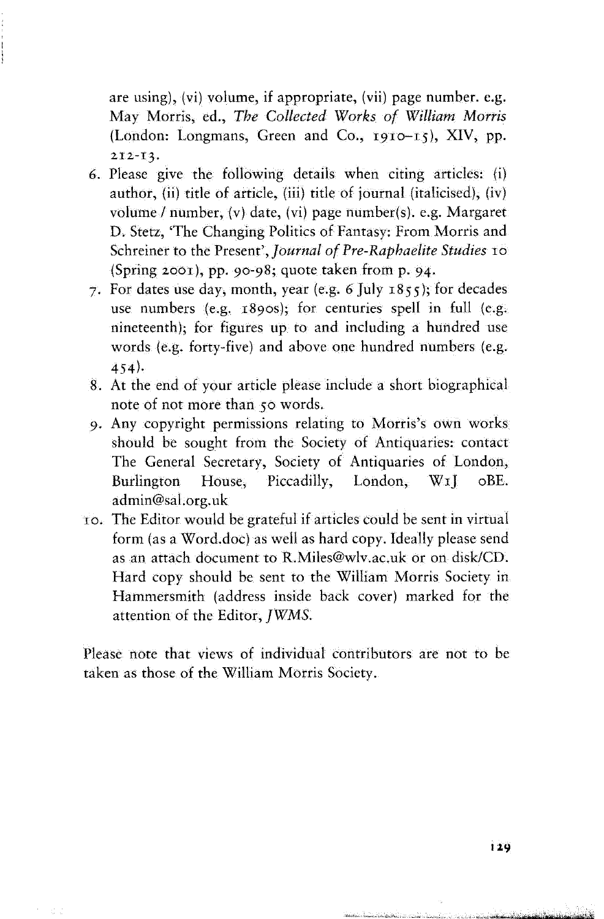are using), (vi) volume, if appropriate, (vii) page number. e.g. May Morris, ed., *The Collected Works of William Morris* (London: Longmans, Green and Co., 1910–15), XIV, pp. 212-13.

6. Please give the following details when citing articles: (i) author, (ii) title of article, (iii) title of journal (italicised), (iv) volume / number, (v) date, (vi) page number(s). e.g. Margaret D. Stetz, 'The Changing Politics of Fantasy: From Morris and Schreiner to the Present', *Journal of Pre-Raphaelite Studies* 10 (Spring 2001), pp. 90-98; quote taken from p. 94.
7. For dates use day, month, year (e.g. 6 July 1855); for decades use numbers (e.g. 1890s); for centuries spell in full (e.g. nineteenth); for figures up to and including a hundred use words (e.g. forty-five) and above one hundred numbers (e.g. 454).
8. At the end of your article please include a short biographical note of not more than 50 words.
9. Any copyright permissions relating to Morris's own works should be sought from the Society of Antiquaries: contact The General Secretary, Society of Antiquaries of London, Burlington House, Piccadilly, London, W1J 0BE. admin@sal.org.uk
10. The Editor would be grateful if articles could be sent in virtual form (as a Word.doc) as well as hard copy. Ideally please send as an attach document to R.Miles@wlv.ac.uk or on disk/CD. Hard copy should be sent to the William Morris Society in Hammersmith (address inside back cover) marked for the attention of the Editor, *JWMS*.

Please note that views of individual contributors are not to be taken as those of the William Morris Society.